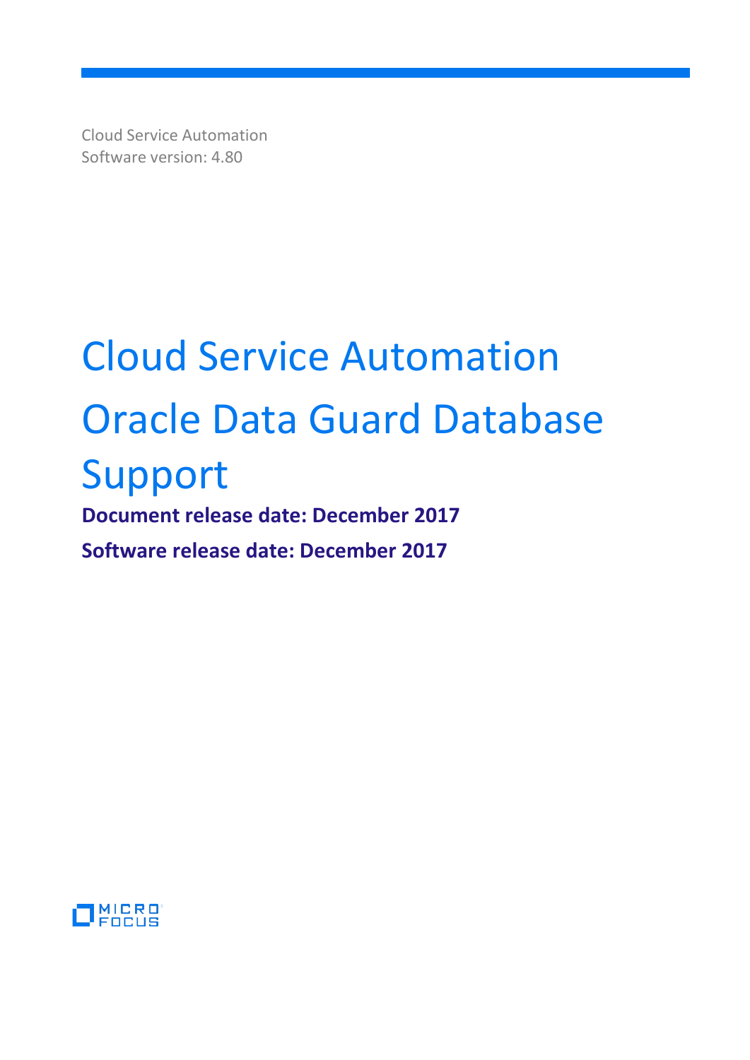Cloud Service Automation
Software version: 4.80

# Cloud Service Automation Oracle Data Guard Database Support

**Document release date: December 2017**

**Software release date: December 2017**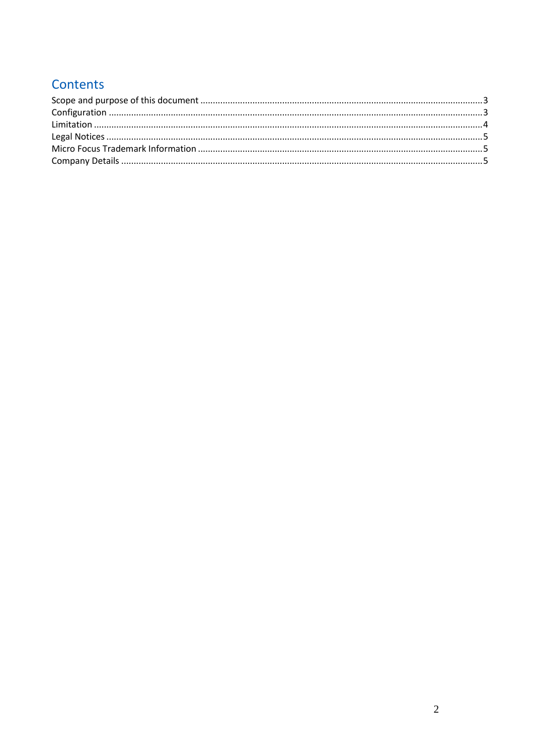## Contents

Scope and purpose of this document ........................................................................................................3
Configuration ............................................................................................................................................3
Limitation ..................................................................................................................................................4
Legal Notices .............................................................................................................................................5
Micro Focus Trademark Information ........................................................................................................5
Company Details .......................................................................................................................................5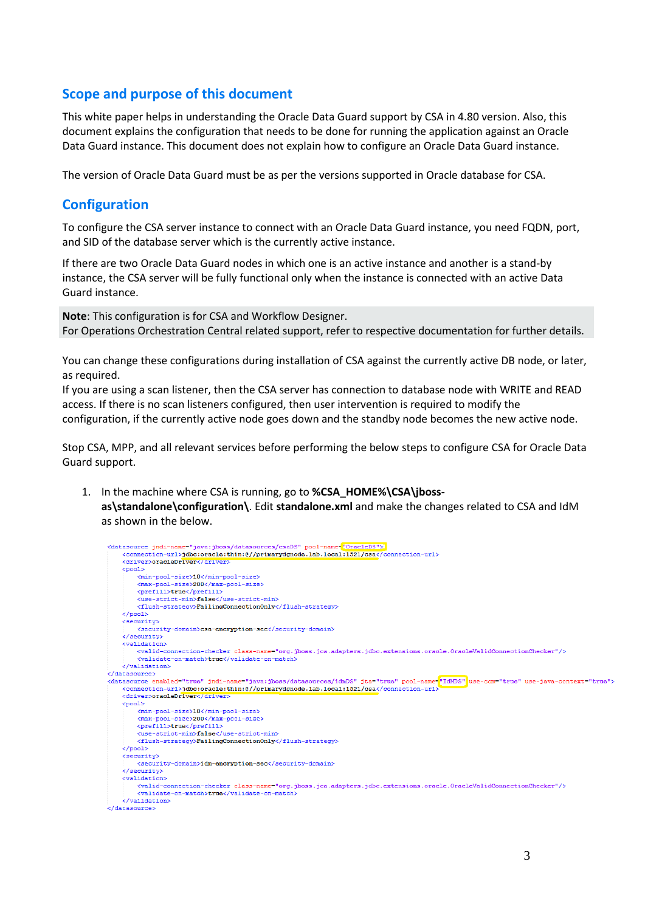## Scope and purpose of this document

This white paper helps in understanding the Oracle Data Guard support by CSA in 4.80 version. Also, this document explains the configuration that needs to be done for running the application against an Oracle Data Guard instance. This document does not explain how to configure an Oracle Data Guard instance.

The version of Oracle Data Guard must be as per the versions supported in Oracle database for CSA.

## Configuration

To configure the CSA server instance to connect with an Oracle Data Guard instance, you need FQDN, port, and SID of the database server which is the currently active instance.

If there are two Oracle Data Guard nodes in which one is an active instance and another is a stand-by instance, the CSA server will be fully functional only when the instance is connected with an active Data Guard instance.

**Note**: This configuration is for CSA and Workflow Designer.
For Operations Orchestration Central related support, refer to respective documentation for further details.

You can change these configurations during installation of CSA against the currently active DB node, or later, as required.
If you are using a scan listener, then the CSA server has connection to database node with WRITE and READ access. If there is no scan listeners configured, then user intervention is required to modify the configuration, if the currently active node goes down and the standby node becomes the new active node.

Stop CSA, MPP, and all relevant services before performing the below steps to configure CSA for Oracle Data Guard support.

1. In the machine where CSA is running, go to **%CSA_HOME%\CSA\jboss-as\standalone\configuration\\**. Edit **standalone.xml** and make the changes related to CSA and IdM as shown in the below.

```
<datasource jndi-name="java:jboss/datasources/csaDS" pool-name="OracleDS">
    <connection-url>jdbc:oracle:thin:@//primarydgnode.lab.local:1521/csa</connection-url>
    <driver>oracleDriver</driver>
    <pool>
        <min-pool-size>10</min-pool-size>
        <max-pool-size>200</max-pool-size>
        <prefill>true</prefill>
        <use-strict-min>false</use-strict-min>
        <flush-strategy>FailingConnectionOnly</flush-strategy>
    </pool>
    <security>
        <security-domain>csa-encryption-sec</security-domain>
    </security>
    <validation>
        <valid-connection-checker class-name="org.jboss.jca.adapters.jdbc.extensions.oracle.OracleValidConnectionChecker"/>
        <validate-on-match>true</validate-on-match>
    </validation>
</datasource>
<datasource enabled="true" jndi-name="java:jboss/datasources/idmDS" jta="true" pool-name="IdMDS" use-ccm="true" use-java-context="true">
    <connection-url>jdbc:oracle:thin:@//primarydgnode.lab.local:1521/csa</connection-url>
    <driver>oracleDriver</driver>
    <pool>
        <min-pool-size>10</min-pool-size>
        <max-pool-size>200</max-pool-size>
        <prefill>true</prefill>
        <use-strict-min>false</use-strict-min>
        <flush-strategy>FailingConnectionOnly</flush-strategy>
    </pool>
    <security>
        <security-domain>idm-encryption-sec</security-domain>
    </security>
    <validation>
        <valid-connection-checker class-name="org.jboss.jca.adapters.jdbc.extensions.oracle.OracleValidConnectionChecker"/>
        <validate-on-match>true</validate-on-match>
    </validation>
</datasource>
```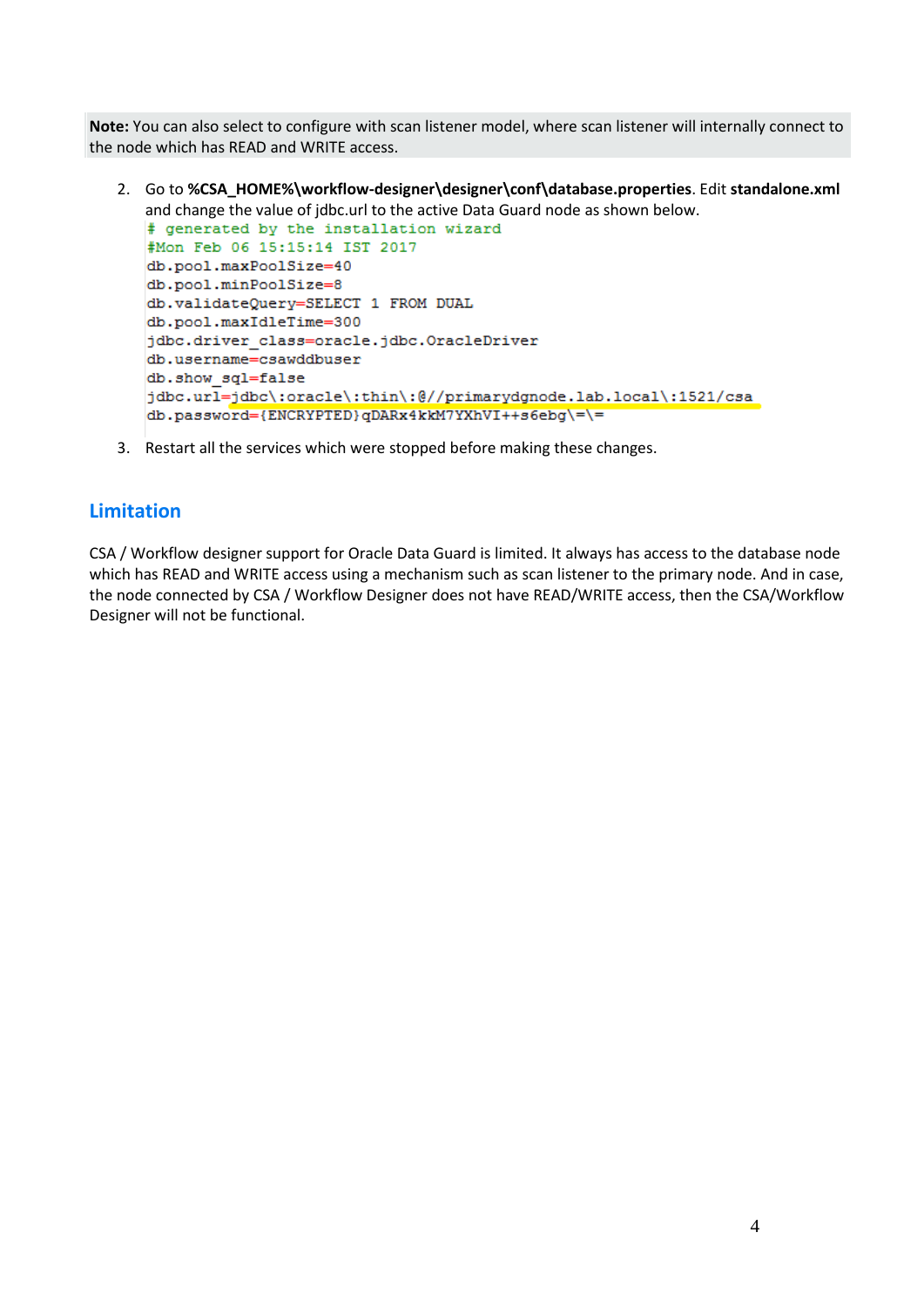**Note:** You can also select to configure with scan listener model, where scan listener will internally connect to the node which has READ and WRITE access.

2. Go to **%CSA_HOME%\workflow-designer\designer\conf\database.properties**. Edit **standalone.xml** and change the value of jdbc.url to the active Data Guard node as shown below.

```
# generated by the installation wizard
#Mon Feb 06 15:15:14 IST 2017
db.pool.maxPoolSize=40
db.pool.minPoolSize=8
db.validateQuery=SELECT 1 FROM DUAL
db.pool.maxIdleTime=300
jdbc.driver_class=oracle.jdbc.OracleDriver
db.username=csawddbuser
db.show_sql=false
jdbc.url=jdbc\:oracle\:thin\:@//primarydgnode.lab.local\:1521/csa
db.password={ENCRYPTED}qDARx4kkM7YXhVI++s6ebg\=\=
```

3. Restart all the services which were stopped before making these changes.

## Limitation

CSA / Workflow designer support for Oracle Data Guard is limited. It always has access to the database node which has READ and WRITE access using a mechanism such as scan listener to the primary node. And in case, the node connected by CSA / Workflow Designer does not have READ/WRITE access, then the CSA/Workflow Designer will not be functional.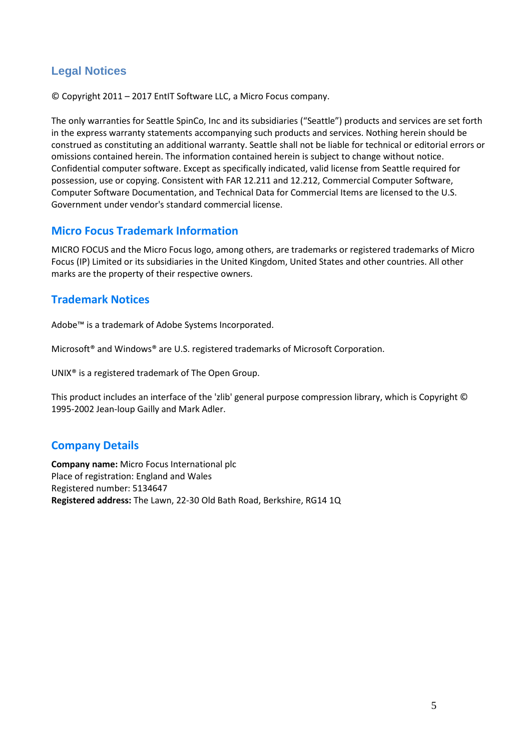## Legal Notices

© Copyright 2011 – 2017 EntIT Software LLC, a Micro Focus company.

The only warranties for Seattle SpinCo, Inc and its subsidiaries ("Seattle") products and services are set forth in the express warranty statements accompanying such products and services. Nothing herein should be construed as constituting an additional warranty. Seattle shall not be liable for technical or editorial errors or omissions contained herein. The information contained herein is subject to change without notice. Confidential computer software. Except as specifically indicated, valid license from Seattle required for possession, use or copying. Consistent with FAR 12.211 and 12.212, Commercial Computer Software, Computer Software Documentation, and Technical Data for Commercial Items are licensed to the U.S. Government under vendor's standard commercial license.

## Micro Focus Trademark Information

MICRO FOCUS and the Micro Focus logo, among others, are trademarks or registered trademarks of Micro Focus (IP) Limited or its subsidiaries in the United Kingdom, United States and other countries. All other marks are the property of their respective owners.

## Trademark Notices

Adobe™ is a trademark of Adobe Systems Incorporated.

Microsoft® and Windows® are U.S. registered trademarks of Microsoft Corporation.

UNIX® is a registered trademark of The Open Group.

This product includes an interface of the 'zlib' general purpose compression library, which is Copyright © 1995-2002 Jean-loup Gailly and Mark Adler.

## Company Details

**Company name:** Micro Focus International plc
Place of registration: England and Wales
Registered number: 5134647
**Registered address:** The Lawn, 22-30 Old Bath Road, Berkshire, RG14 1Q